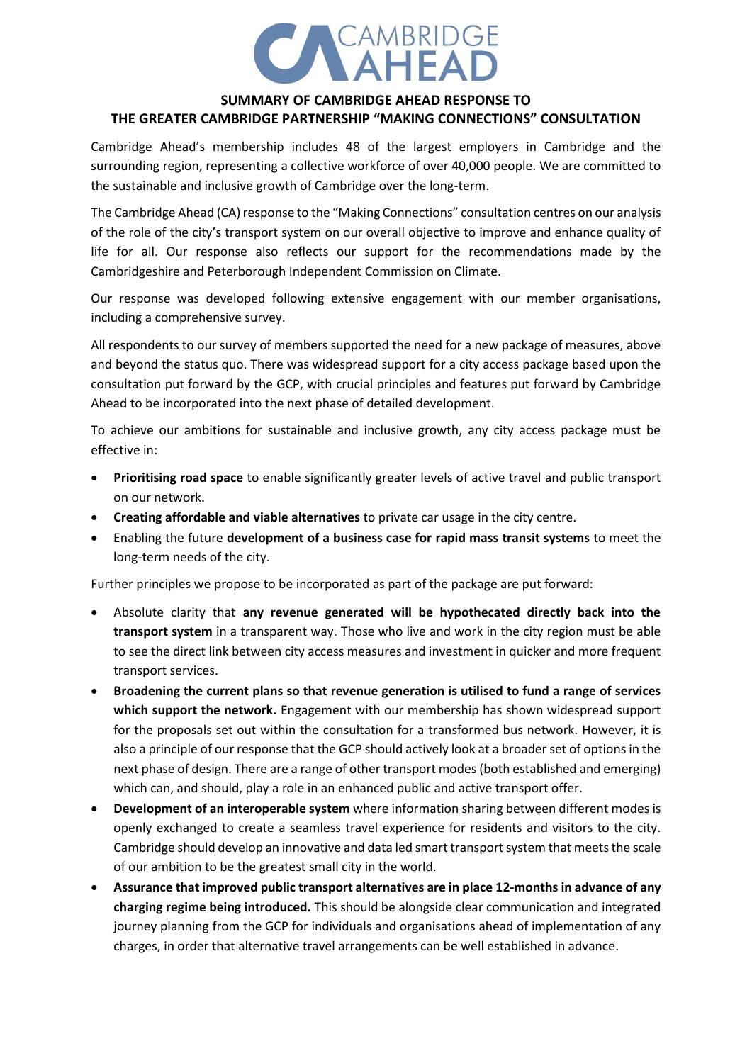# SUMMARY OF CAMBRIDGE AHEAD RESPONSE TO THE GREATER CAMBRIDGE PARTNERSHIP "MAKING CONNECTIONS" CONSULTATION

Cambridge Ahead's membership includes 48 of the largest employers in Cambridge and the surrounding region, representing a collective workforce of over 40,000 people. We are committed to the sustainable and inclusive growth of Cambridge over the long-term.

The Cambridge Ahead (CA) response to the "Making Connections" consultation centres on our analysis of the role of the city's transport system on our overall objective to improve and enhance quality of life for all. Our response also reflects our support for the recommendations made by the Cambridgeshire and Peterborough Independent Commission on Climate.

Our response was developed following extensive engagement with our member organisations, including a comprehensive survey.

All respondents to our survey of members supported the need for a new package of measures, above and beyond the status quo. There was widespread support for a city access package based upon the consultation put forward by the GCP, with crucial principles and features put forward by Cambridge Ahead to be incorporated into the next phase of detailed development.

To achieve our ambitions for sustainable and inclusive growth, any city access package must be effective in:

- **Prioritising road space** to enable significantly greater levels of active travel and public transport on our network.
- **Creating affordable and viable alternatives** to private car usage in the city centre.
- Enabling the future **development of a business case for rapid mass transit systems** to meet the long-term needs of the city.

Further principles we propose to be incorporated as part of the package are put forward:

- Absolute clarity that **any revenue generated will be hypothecated directly back into the transport system** in a transparent way. Those who live and work in the city region must be able to see the direct link between city access measures and investment in quicker and more frequent transport services.
- **Broadening the current plans so that revenue generation is utilised to fund a range of services which support the network.** Engagement with our membership has shown widespread support for the proposals set out within the consultation for a transformed bus network. However, it is also a principle of our response that the GCP should actively look at a broader set of options in the next phase of design. There are a range of other transport modes (both established and emerging) which can, and should, play a role in an enhanced public and active transport offer.
- **Development of an interoperable system** where information sharing between different modes is openly exchanged to create a seamless travel experience for residents and visitors to the city. Cambridge should develop an innovative and data led smart transport system that meets the scale of our ambition to be the greatest small city in the world.
- **Assurance that improved public transport alternatives are in place 12-months in advance of any charging regime being introduced.** This should be alongside clear communication and integrated journey planning from the GCP for individuals and organisations ahead of implementation of any charges, in order that alternative travel arrangements can be well established in advance.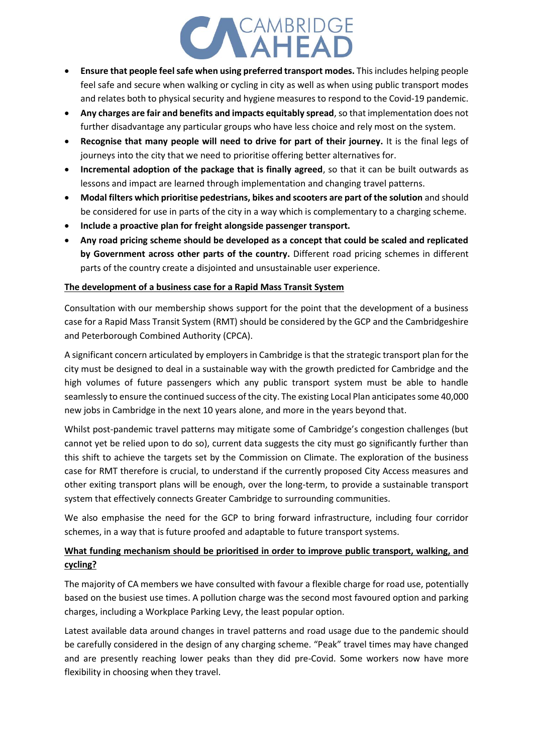- **Ensure that people feel safe when using preferred transport modes.** This includes helping people feel safe and secure when walking or cycling in city as well as when using public transport modes and relates both to physical security and hygiene measures to respond to the Covid-19 pandemic.
- **Any charges are fair and benefits and impacts equitably spread**, so that implementation does not further disadvantage any particular groups who have less choice and rely most on the system.
- **Recognise that many people will need to drive for part of their journey.** It is the final legs of journeys into the city that we need to prioritise offering better alternatives for.
- **Incremental adoption of the package that is finally agreed**, so that it can be built outwards as lessons and impact are learned through implementation and changing travel patterns.
- **Modal filters which prioritise pedestrians, bikes and scooters are part of the solution** and should be considered for use in parts of the city in a way which is complementary to a charging scheme.
- **Include a proactive plan for freight alongside passenger transport.**
- **Any road pricing scheme should be developed as a concept that could be scaled and replicated by Government across other parts of the country.** Different road pricing schemes in different parts of the country create a disjointed and unsustainable user experience.

**The development of a business case for a Rapid Mass Transit System**

Consultation with our membership shows support for the point that the development of a business case for a Rapid Mass Transit System (RMT) should be considered by the GCP and the Cambridgeshire and Peterborough Combined Authority (CPCA).

A significant concern articulated by employers in Cambridge is that the strategic transport plan for the city must be designed to deal in a sustainable way with the growth predicted for Cambridge and the high volumes of future passengers which any public transport system must be able to handle seamlessly to ensure the continued success of the city. The existing Local Plan anticipates some 40,000 new jobs in Cambridge in the next 10 years alone, and more in the years beyond that.

Whilst post-pandemic travel patterns may mitigate some of Cambridge's congestion challenges (but cannot yet be relied upon to do so), current data suggests the city must go significantly further than this shift to achieve the targets set by the Commission on Climate. The exploration of the business case for RMT therefore is crucial, to understand if the currently proposed City Access measures and other exiting transport plans will be enough, over the long-term, to provide a sustainable transport system that effectively connects Greater Cambridge to surrounding communities.

We also emphasise the need for the GCP to bring forward infrastructure, including four corridor schemes, in a way that is future proofed and adaptable to future transport systems.

**What funding mechanism should be prioritised in order to improve public transport, walking, and cycling?**

The majority of CA members we have consulted with favour a flexible charge for road use, potentially based on the busiest use times. A pollution charge was the second most favoured option and parking charges, including a Workplace Parking Levy, the least popular option.

Latest available data around changes in travel patterns and road usage due to the pandemic should be carefully considered in the design of any charging scheme. "Peak" travel times may have changed and are presently reaching lower peaks than they did pre-Covid. Some workers now have more flexibility in choosing when they travel.